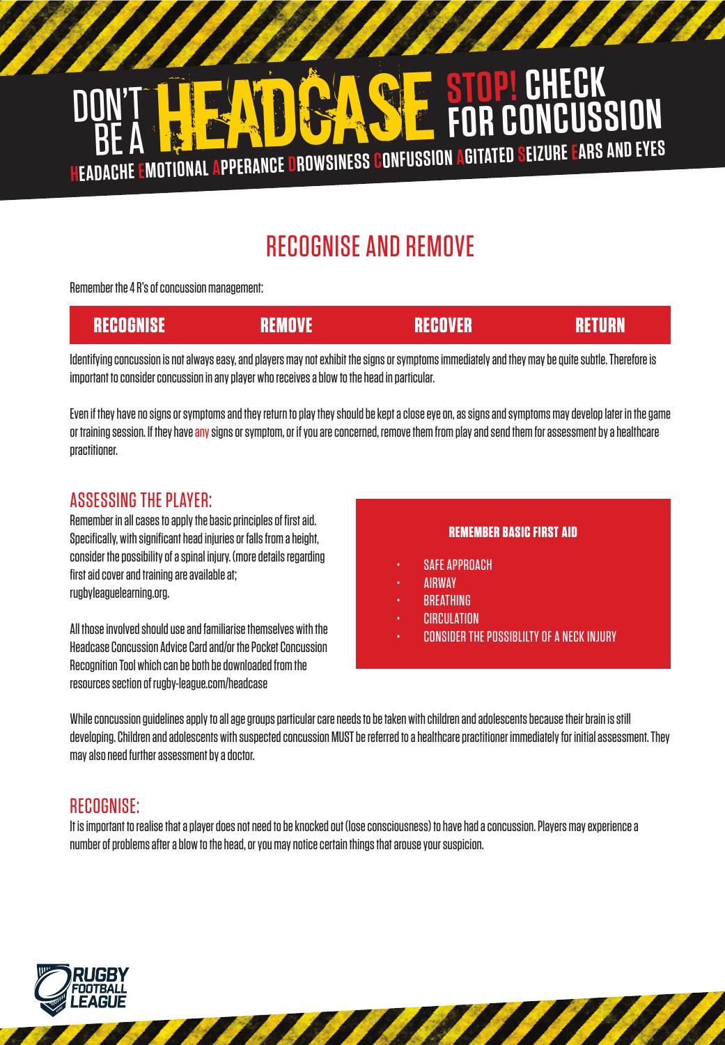# DON'T BE A HEADCASE STOP! CHECK FOR CONCUSSION

**H**EADACHE **E**MOTIONAL **A**PPERANCE **D**ROWSINESS **C**ONFUSSION **A**GITATED **S**EIZURE **E**ARS AND EYES

## RECOGNISE AND REMOVE

Remember the 4 R's of concussion management:

| RECOGNISE | REMOVE | RECOVER | RETURN |
|---|---|---|---|

Identifying concussion is not always easy, and players may not exhibit the signs or symptoms immediately and they may be quite subtle. Therefore is important to consider concussion in any player who receives a blow to the head in particular.

Even if they have no signs or symptoms and they return to play they should be kept a close eye on, as signs and symptoms may develop later in the game or training session. If they have any signs or symptom, or if you are concerned, remove them from play and send them for assessment by a healthcare practitioner.

### ASSESSING THE PLAYER:

Remember in all cases to apply the basic principles of first aid. Specifically, with significant head injuries or falls from a height, consider the possibility of a spinal injury. (more details regarding first aid cover and training are available at; rugbyleaguelearning.org.

All those involved should use and familiarise themselves with the Headcase Concussion Advice Card and/or the Pocket Concussion Recognition Tool which can be both be downloaded from the resources section of rugby-league.com/headcase

**REMEMBER BASIC FIRST AID**

- SAFE APPROACH
- AIRWAY
- BREATHING
- CIRCULATION
- CONSIDER THE POSSIBLILTY OF A NECK INJURY

While concussion guidelines apply to all age groups particular care needs to be taken with children and adolescents because their brain is still developing. Children and adolescents with suspected concussion MUST be referred to a healthcare practitioner immediately for initial assessment. They may also need further assessment by a doctor.

### RECOGNISE:

It is important to realise that a player does not need to be knocked out (lose consciousness) to have had a concussion. Players may experience a number of problems after a blow to the head, or you may notice certain things that arouse your suspicion.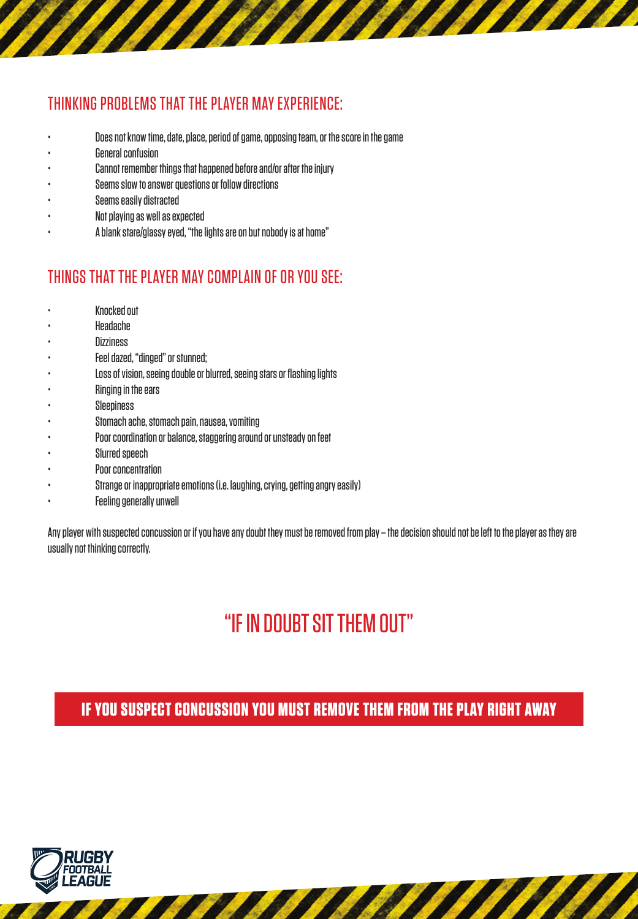## THINKING PROBLEMS THAT THE PLAYER MAY EXPERIENCE:

- Does not know time, date, place, period of game, opposing team, or the score in the game
- General confusion
- Cannot remember things that happened before and/or after the injury
- Seems slow to answer questions or follow directions
- Seems easily distracted
- Not playing as well as expected
- A blank stare/glassy eyed, "the lights are on but nobody is at home"

## THINGS THAT THE PLAYER MAY COMPLAIN OF OR YOU SEE:

- Knocked out
- Headache
- Dizziness
- Feel dazed, "dinged" or stunned;
- Loss of vision, seeing double or blurred, seeing stars or flashing lights
- Ringing in the ears
- Sleepiness
- Stomach ache, stomach pain, nausea, vomiting
- Poor coordination or balance, staggering around or unsteady on feet
- Slurred speech
- Poor concentration
- Strange or inappropriate emotions (i.e. laughing, crying, getting angry easily)
- Feeling generally unwell

Any player with suspected concussion or if you have any doubt they must be removed from play – the decision should not be left to the player as they are usually not thinking correctly.

## "IF IN DOUBT SIT THEM OUT"

**IF YOU SUSPECT CONCUSSION YOU MUST REMOVE THEM FROM THE PLAY RIGHT AWAY**

RUGBY FOOTBALL LEAGUE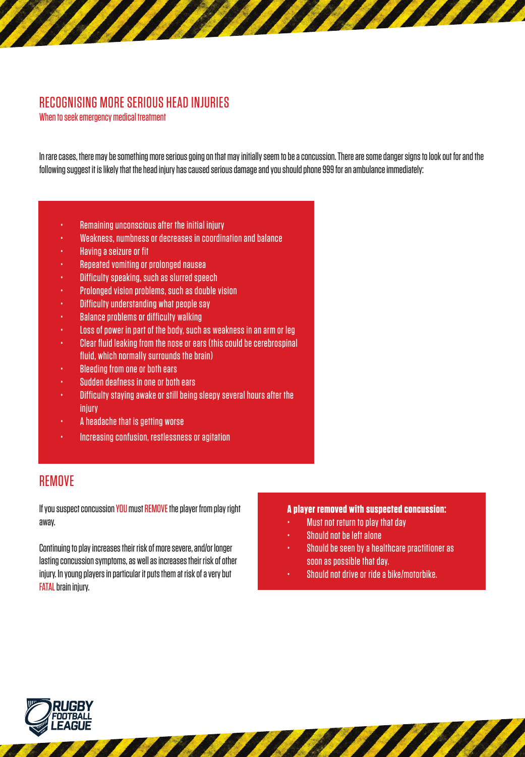## RECOGNISING MORE SERIOUS HEAD INJURIES

When to seek emergency medical treatment

In rare cases, there may be something more serious going on that may initially seem to be a concussion. There are some danger signs to look out for and the following suggest it is likely that the head injury has caused serious damage and you should phone 999 for an ambulance immediately:

- Remaining unconscious after the initial injury
- Weakness, numbness or decreases in coordination and balance
- Having a seizure or fit
- Repeated vomiting or prolonged nausea
- Difficulty speaking, such as slurred speech
- Prolonged vision problems, such as double vision
- Difficulty understanding what people say
- Balance problems or difficulty walking
- Loss of power in part of the body, such as weakness in an arm or leg
- Clear fluid leaking from the nose or ears (this could be cerebrospinal fluid, which normally surrounds the brain)
- Bleeding from one or both ears
- Sudden deafness in one or both ears
- Difficulty staying awake or still being sleepy several hours after the injury
- A headache that is getting worse
- Increasing confusion, restlessness or agitation

## REMOVE

If you suspect concussion YOU must REMOVE the player from play right away.

Continuing to play increases their risk of more severe, and/or longer lasting concussion symptoms, as well as increases their risk of other injury. In young players in particular it puts them at risk of a very but FATAL brain injury.

**A player removed with suspected concussion:**

- Must not return to play that day
- Should not be left alone
- Should be seen by a healthcare practitioner as soon as possible that day.
- Should not drive or ride a bike/motorbike.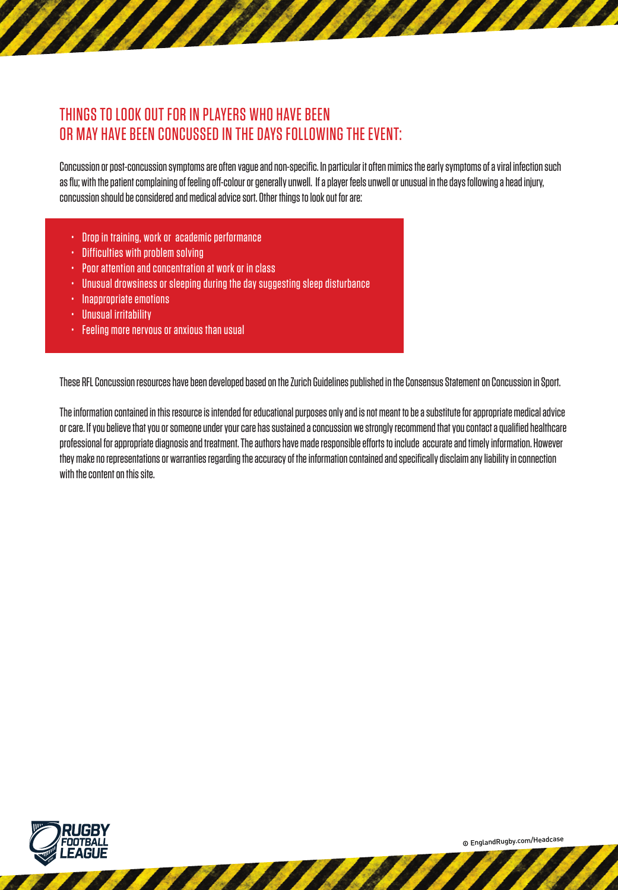## THINGS TO LOOK OUT FOR IN PLAYERS WHO HAVE BEEN OR MAY HAVE BEEN CONCUSSED IN THE DAYS FOLLOWING THE EVENT:

Concussion or post-concussion symptoms are often vague and non-specific. In particular it often mimics the early symptoms of a viral infection such as flu; with the patient complaining of feeling off-colour or generally unwell. If a player feels unwell or unusual in the days following a head injury, concussion should be considered and medical advice sort. Other things to look out for are:

- Drop in training, work or academic performance
- Difficulties with problem solving
- Poor attention and concentration at work or in class
- Unusual drowsiness or sleeping during the day suggesting sleep disturbance
- Inappropriate emotions
- Unusual irritability
- Feeling more nervous or anxious than usual

These RFL Concussion resources have been developed based on the Zurich Guidelines published in the Consensus Statement on Concussion in Sport.

The information contained in this resource is intended for educational purposes only and is not meant to be a substitute for appropriate medical advice or care. If you believe that you or someone under your care has sustained a concussion we strongly recommend that you contact a qualified healthcare professional for appropriate diagnosis and treatment. The authors have made responsible efforts to include accurate and timely information. However they make no representations or warranties regarding the accuracy of the information contained and specifically disclaim any liability in connection with the content on this site.

RUGBY FOOTBALL LEAGUE

© EnglandRugby.com/Headcase